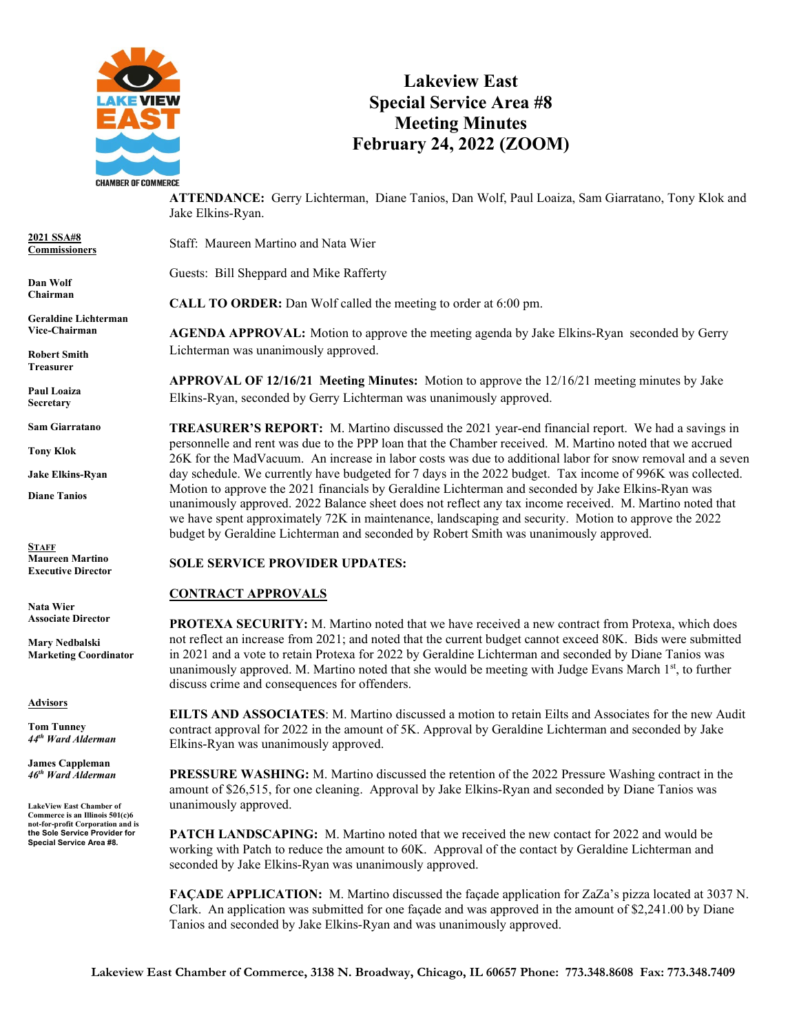# Lakeview East
# Special Service Area #8
# Meeting Minutes
# February 24, 2022 (ZOOM)

**2021 SSA#8 Commissioners**

**Dan Wolf**
**Chairman**

**Geraldine Lichterman**
**Vice-Chairman**

**Robert Smith**
**Treasurer**

**Paul Loaiza**
**Secretary**

**Sam Giarratano**

**Tony Klok**

**Jake Elkins-Ryan**

**Diane Tanios**

**STAFF**

**Maureen Martino**
**Executive Director**

**Nata Wier**
**Associate Director**

**Mary Nedbalski**
**Marketing Coordinator**

**Advisors**

**Tom Tunney**
***44th Ward Alderman***

**James Cappleman**
***46th Ward Alderman***

**LakeView East Chamber of Commerce is an Illinois 501(c)6 not-for-profit Corporation and is the Sole Service Provider for Special Service Area #8.**

**ATTENDANCE:** Gerry Lichterman, Diane Tanios, Dan Wolf, Paul Loaiza, Sam Giarratano, Tony Klok and Jake Elkins-Ryan.

Staff: Maureen Martino and Nata Wier

Guests: Bill Sheppard and Mike Rafferty

**CALL TO ORDER:** Dan Wolf called the meeting to order at 6:00 pm.

**AGENDA APPROVAL:** Motion to approve the meeting agenda by Jake Elkins-Ryan seconded by Gerry Lichterman was unanimously approved.

**APPROVAL OF 12/16/21 Meeting Minutes:** Motion to approve the 12/16/21 meeting minutes by Jake Elkins-Ryan, seconded by Gerry Lichterman was unanimously approved.

**TREASURER'S REPORT:** M. Martino discussed the 2021 year-end financial report. We had a savings in personnelle and rent was due to the PPP loan that the Chamber received. M. Martino noted that we accrued 26K for the MadVacuum. An increase in labor costs was due to additional labor for snow removal and a seven day schedule. We currently have budgeted for 7 days in the 2022 budget. Tax income of 996K was collected. Motion to approve the 2021 financials by Geraldine Lichterman and seconded by Jake Elkins-Ryan was unanimously approved. 2022 Balance sheet does not reflect any tax income received. M. Martino noted that we have spent approximately 72K in maintenance, landscaping and security. Motion to approve the 2022 budget by Geraldine Lichterman and seconded by Robert Smith was unanimously approved.

**SOLE SERVICE PROVIDER UPDATES:**

**CONTRACT APPROVALS**

**PROTEXA SECURITY:** M. Martino noted that we have received a new contract from Protexa, which does not reflect an increase from 2021; and noted that the current budget cannot exceed 80K. Bids were submitted in 2021 and a vote to retain Protexa for 2022 by Geraldine Lichterman and seconded by Diane Tanios was unanimously approved. M. Martino noted that she would be meeting with Judge Evans March 1st, to further discuss crime and consequences for offenders.

**EILTS AND ASSOCIATES**: M. Martino discussed a motion to retain Eilts and Associates for the new Audit contract approval for 2022 in the amount of 5K. Approval by Geraldine Lichterman and seconded by Jake Elkins-Ryan was unanimously approved.

**PRESSURE WASHING:** M. Martino discussed the retention of the 2022 Pressure Washing contract in the amount of $26,515, for one cleaning. Approval by Jake Elkins-Ryan and seconded by Diane Tanios was unanimously approved.

**PATCH LANDSCAPING:** M. Martino noted that we received the new contact for 2022 and would be working with Patch to reduce the amount to 60K. Approval of the contact by Geraldine Lichterman and seconded by Jake Elkins-Ryan was unanimously approved.

**FAÇADE APPLICATION:** M. Martino discussed the façade application for ZaZa's pizza located at 3037 N. Clark. An application was submitted for one façade and was approved in the amount of $2,241.00 by Diane Tanios and seconded by Jake Elkins-Ryan and was unanimously approved.

**Lakeview East Chamber of Commerce, 3138 N. Broadway, Chicago, IL 60657 Phone: 773.348.8608 Fax: 773.348.7409**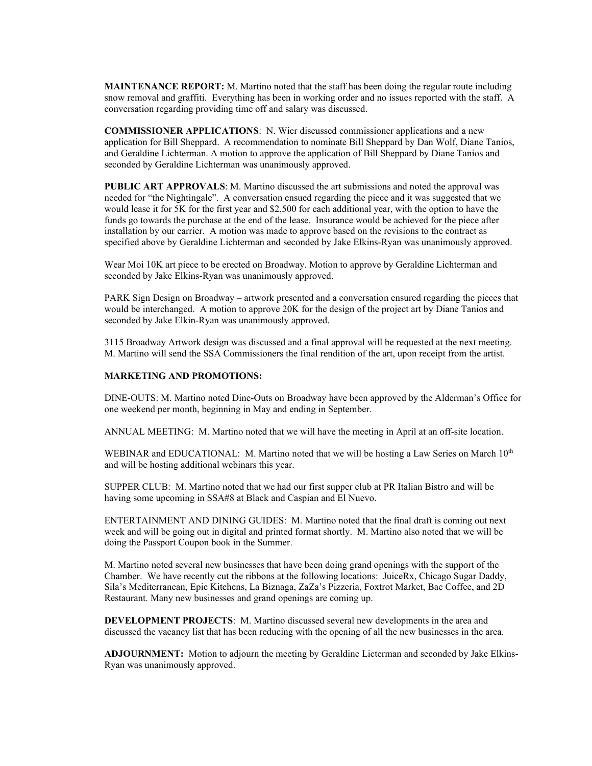**MAINTENANCE REPORT:** M. Martino noted that the staff has been doing the regular route including snow removal and graffiti. Everything has been in working order and no issues reported with the staff. A conversation regarding providing time off and salary was discussed.

**COMMISSIONER APPLICATIONS**: N. Wier discussed commissioner applications and a new application for Bill Sheppard. A recommendation to nominate Bill Sheppard by Dan Wolf, Diane Tanios, and Geraldine Lichterman. A motion to approve the application of Bill Sheppard by Diane Tanios and seconded by Geraldine Lichterman was unanimously approved.

**PUBLIC ART APPROVALS**: M. Martino discussed the art submissions and noted the approval was needed for "the Nightingale". A conversation ensued regarding the piece and it was suggested that we would lease it for 5K for the first year and $2,500 for each additional year, with the option to have the funds go towards the purchase at the end of the lease. Insurance would be achieved for the piece after installation by our carrier. A motion was made to approve based on the revisions to the contract as specified above by Geraldine Lichterman and seconded by Jake Elkins-Ryan was unanimously approved.

Wear Moi 10K art piece to be erected on Broadway. Motion to approve by Geraldine Lichterman and seconded by Jake Elkins-Ryan was unanimously approved.

PARK Sign Design on Broadway – artwork presented and a conversation ensured regarding the pieces that would be interchanged. A motion to approve 20K for the design of the project art by Diane Tanios and seconded by Jake Elkin-Ryan was unanimously approved.

3115 Broadway Artwork design was discussed and a final approval will be requested at the next meeting. M. Martino will send the SSA Commissioners the final rendition of the art, upon receipt from the artist.

**MARKETING AND PROMOTIONS:**

DINE-OUTS: M. Martino noted Dine-Outs on Broadway have been approved by the Alderman's Office for one weekend per month, beginning in May and ending in September.

ANNUAL MEETING: M. Martino noted that we will have the meeting in April at an off-site location.

WEBINAR and EDUCATIONAL: M. Martino noted that we will be hosting a Law Series on March 10th and will be hosting additional webinars this year.

SUPPER CLUB: M. Martino noted that we had our first supper club at PR Italian Bistro and will be having some upcoming in SSA#8 at Black and Caspian and El Nuevo.

ENTERTAINMENT AND DINING GUIDES: M. Martino noted that the final draft is coming out next week and will be going out in digital and printed format shortly. M. Martino also noted that we will be doing the Passport Coupon book in the Summer.

M. Martino noted several new businesses that have been doing grand openings with the support of the Chamber. We have recently cut the ribbons at the following locations: JuiceRx, Chicago Sugar Daddy, Sila's Mediterranean, Epic Kitchens, La Biznaga, ZaZa's Pizzeria, Foxtrot Market, Bae Coffee, and 2D Restaurant. Many new businesses and grand openings are coming up.

**DEVELOPMENT PROJECTS**: M. Martino discussed several new developments in the area and discussed the vacancy list that has been reducing with the opening of all the new businesses in the area.

**ADJOURNMENT:** Motion to adjourn the meeting by Geraldine Licterman and seconded by Jake Elkins-Ryan was unanimously approved.